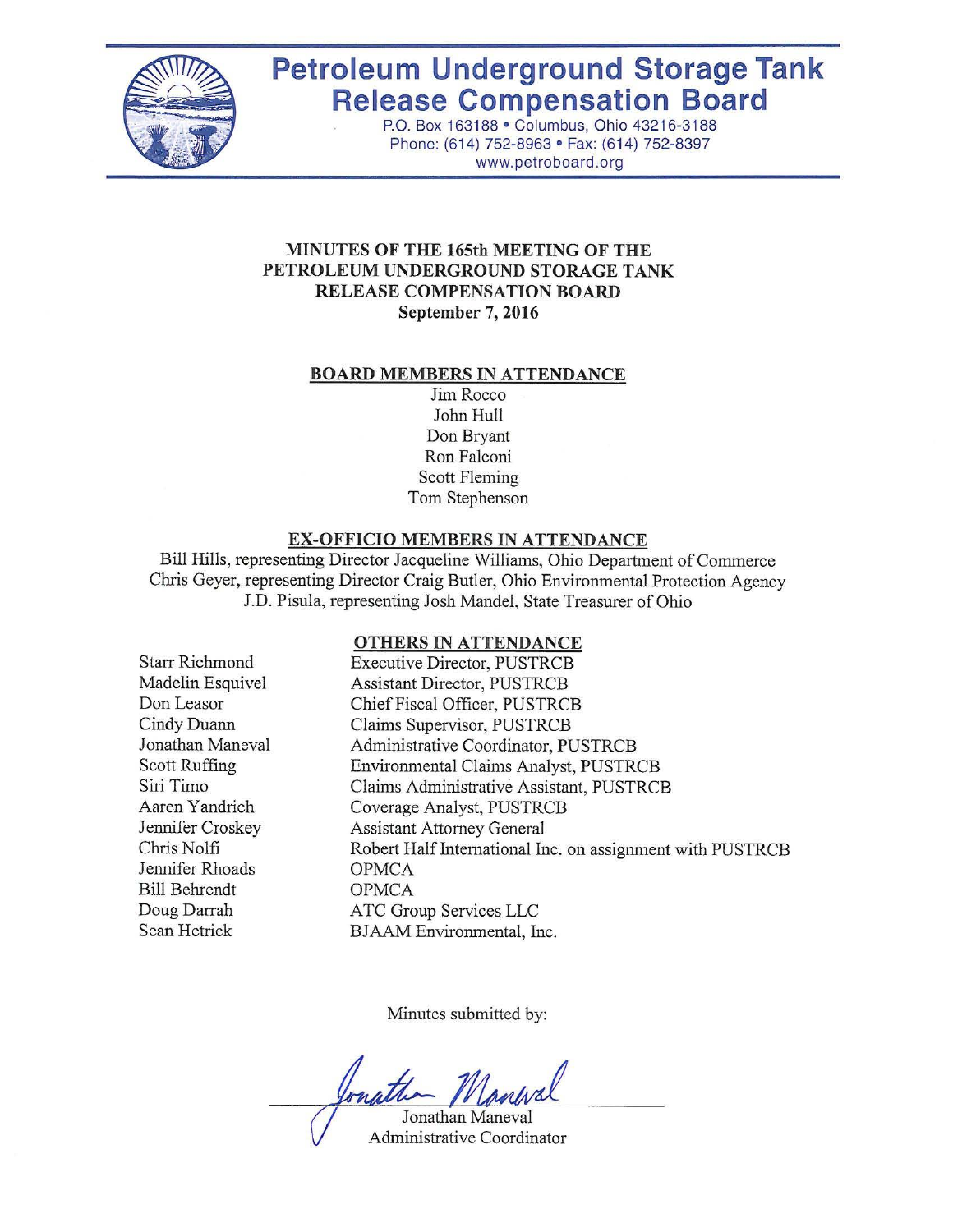# Petroleum Underground Storage Tank Release Compensation Board

P.O. Box 163188 • Columbus, Ohio 43216-3188
Phone: (614) 752-8963 • Fax: (614) 752-8397
www.petroboard.org

## MINUTES OF THE 165th MEETING OF THE PETROLEUM UNDERGROUND STORAGE TANK RELEASE COMPENSATION BOARD
**September 7, 2016**

### BOARD MEMBERS IN ATTENDANCE

Jim Rocco
John Hull
Don Bryant
Ron Falconi
Scott Fleming
Tom Stephenson

### EX-OFFICIO MEMBERS IN ATTENDANCE

Bill Hills, representing Director Jacqueline Williams, Ohio Department of Commerce
Chris Geyer, representing Director Craig Butler, Ohio Environmental Protection Agency
J.D. Pisula, representing Josh Mandel, State Treasurer of Ohio

### OTHERS IN ATTENDANCE

| | |
|---|---|
| Starr Richmond | Executive Director, PUSTRCB |
| Madelin Esquivel | Assistant Director, PUSTRCB |
| Don Leasor | Chief Fiscal Officer, PUSTRCB |
| Cindy Duann | Claims Supervisor, PUSTRCB |
| Jonathan Maneval | Administrative Coordinator, PUSTRCB |
| Scott Ruffing | Environmental Claims Analyst, PUSTRCB |
| Siri Timo | Claims Administrative Assistant, PUSTRCB |
| Aaren Yandrich | Coverage Analyst, PUSTRCB |
| Jennifer Croskey | Assistant Attorney General |
| Chris Nolfi | Robert Half International Inc. on assignment with PUSTRCB |
| Jennifer Rhoads | OPMCA |
| Bill Behrendt | OPMCA |
| Doug Darrah | ATC Group Services LLC |
| Sean Hetrick | BJAAM Environmental, Inc. |

Minutes submitted by:

Jonathan Maneval
Administrative Coordinator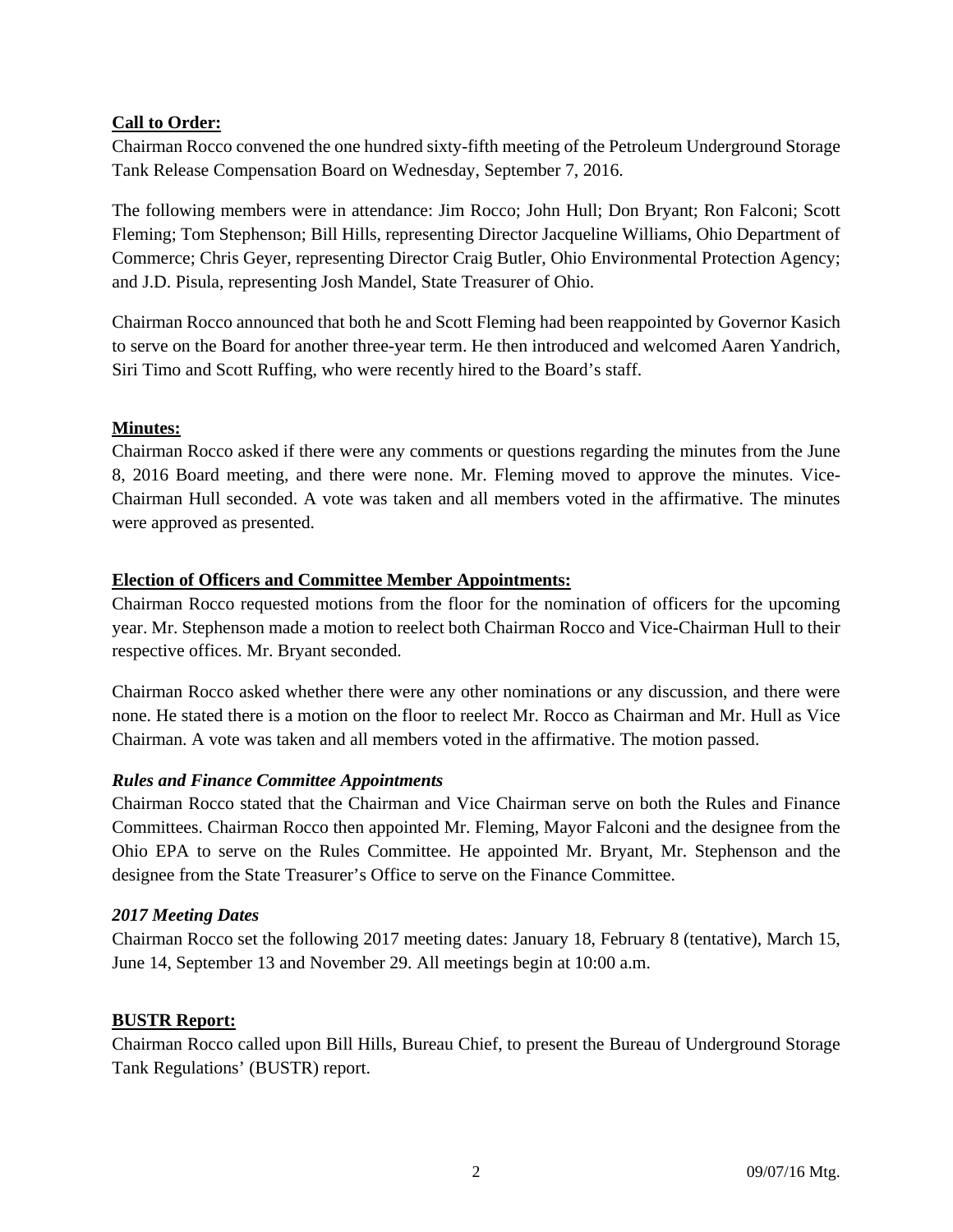**Call to Order:**

Chairman Rocco convened the one hundred sixty-fifth meeting of the Petroleum Underground Storage Tank Release Compensation Board on Wednesday, September 7, 2016.

The following members were in attendance: Jim Rocco; John Hull; Don Bryant; Ron Falconi; Scott Fleming; Tom Stephenson; Bill Hills, representing Director Jacqueline Williams, Ohio Department of Commerce; Chris Geyer, representing Director Craig Butler, Ohio Environmental Protection Agency; and J.D. Pisula, representing Josh Mandel, State Treasurer of Ohio.

Chairman Rocco announced that both he and Scott Fleming had been reappointed by Governor Kasich to serve on the Board for another three-year term. He then introduced and welcomed Aaren Yandrich, Siri Timo and Scott Ruffing, who were recently hired to the Board's staff.

**Minutes:**

Chairman Rocco asked if there were any comments or questions regarding the minutes from the June 8, 2016 Board meeting, and there were none. Mr. Fleming moved to approve the minutes. Vice-Chairman Hull seconded. A vote was taken and all members voted in the affirmative. The minutes were approved as presented.

**Election of Officers and Committee Member Appointments:**

Chairman Rocco requested motions from the floor for the nomination of officers for the upcoming year. Mr. Stephenson made a motion to reelect both Chairman Rocco and Vice-Chairman Hull to their respective offices. Mr. Bryant seconded.

Chairman Rocco asked whether there were any other nominations or any discussion, and there were none. He stated there is a motion on the floor to reelect Mr. Rocco as Chairman and Mr. Hull as Vice Chairman. A vote was taken and all members voted in the affirmative. The motion passed.

***Rules and Finance Committee Appointments***

Chairman Rocco stated that the Chairman and Vice Chairman serve on both the Rules and Finance Committees. Chairman Rocco then appointed Mr. Fleming, Mayor Falconi and the designee from the Ohio EPA to serve on the Rules Committee. He appointed Mr. Bryant, Mr. Stephenson and the designee from the State Treasurer's Office to serve on the Finance Committee.

***2017 Meeting Dates***

Chairman Rocco set the following 2017 meeting dates: January 18, February 8 (tentative), March 15, June 14, September 13 and November 29. All meetings begin at 10:00 a.m.

**BUSTR Report:**

Chairman Rocco called upon Bill Hills, Bureau Chief, to present the Bureau of Underground Storage Tank Regulations' (BUSTR) report.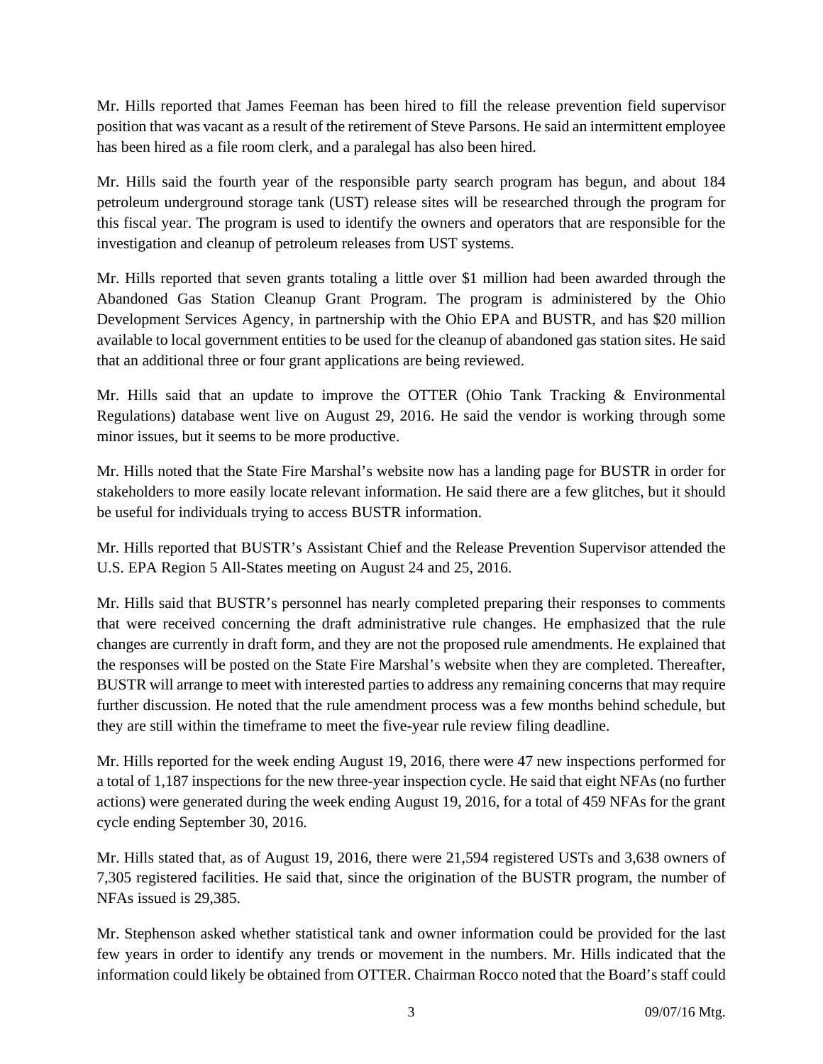Mr. Hills reported that James Feeman has been hired to fill the release prevention field supervisor position that was vacant as a result of the retirement of Steve Parsons. He said an intermittent employee has been hired as a file room clerk, and a paralegal has also been hired.

Mr. Hills said the fourth year of the responsible party search program has begun, and about 184 petroleum underground storage tank (UST) release sites will be researched through the program for this fiscal year. The program is used to identify the owners and operators that are responsible for the investigation and cleanup of petroleum releases from UST systems.

Mr. Hills reported that seven grants totaling a little over $1 million had been awarded through the Abandoned Gas Station Cleanup Grant Program. The program is administered by the Ohio Development Services Agency, in partnership with the Ohio EPA and BUSTR, and has $20 million available to local government entities to be used for the cleanup of abandoned gas station sites. He said that an additional three or four grant applications are being reviewed.

Mr. Hills said that an update to improve the OTTER (Ohio Tank Tracking & Environmental Regulations) database went live on August 29, 2016. He said the vendor is working through some minor issues, but it seems to be more productive.

Mr. Hills noted that the State Fire Marshal's website now has a landing page for BUSTR in order for stakeholders to more easily locate relevant information. He said there are a few glitches, but it should be useful for individuals trying to access BUSTR information.

Mr. Hills reported that BUSTR's Assistant Chief and the Release Prevention Supervisor attended the U.S. EPA Region 5 All-States meeting on August 24 and 25, 2016.

Mr. Hills said that BUSTR's personnel has nearly completed preparing their responses to comments that were received concerning the draft administrative rule changes. He emphasized that the rule changes are currently in draft form, and they are not the proposed rule amendments. He explained that the responses will be posted on the State Fire Marshal's website when they are completed. Thereafter, BUSTR will arrange to meet with interested parties to address any remaining concerns that may require further discussion. He noted that the rule amendment process was a few months behind schedule, but they are still within the timeframe to meet the five-year rule review filing deadline.

Mr. Hills reported for the week ending August 19, 2016, there were 47 new inspections performed for a total of 1,187 inspections for the new three-year inspection cycle. He said that eight NFAs (no further actions) were generated during the week ending August 19, 2016, for a total of 459 NFAs for the grant cycle ending September 30, 2016.

Mr. Hills stated that, as of August 19, 2016, there were 21,594 registered USTs and 3,638 owners of 7,305 registered facilities. He said that, since the origination of the BUSTR program, the number of NFAs issued is 29,385.

Mr. Stephenson asked whether statistical tank and owner information could be provided for the last few years in order to identify any trends or movement in the numbers. Mr. Hills indicated that the information could likely be obtained from OTTER. Chairman Rocco noted that the Board's staff could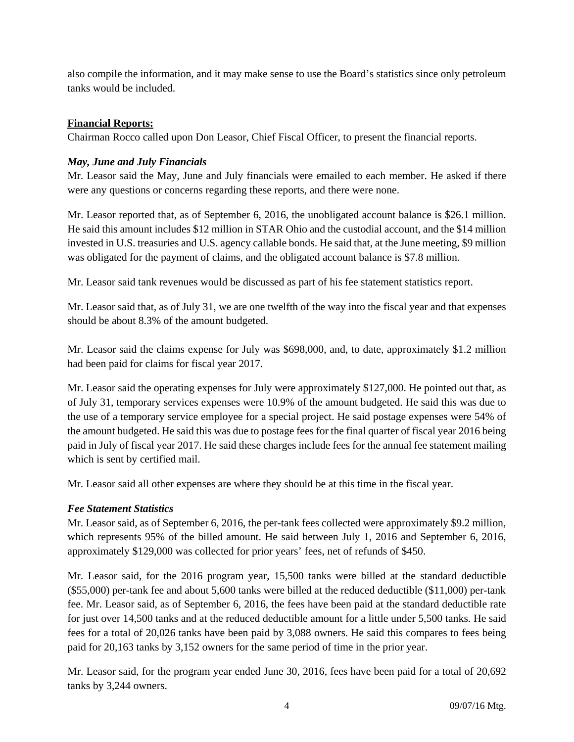also compile the information, and it may make sense to use the Board's statistics since only petroleum tanks would be included.

**Financial Reports:**

Chairman Rocco called upon Don Leasor, Chief Fiscal Officer, to present the financial reports.

***May, June and July Financials***

Mr. Leasor said the May, June and July financials were emailed to each member. He asked if there were any questions or concerns regarding these reports, and there were none.

Mr. Leasor reported that, as of September 6, 2016, the unobligated account balance is $26.1 million. He said this amount includes $12 million in STAR Ohio and the custodial account, and the $14 million invested in U.S. treasuries and U.S. agency callable bonds. He said that, at the June meeting, $9 million was obligated for the payment of claims, and the obligated account balance is $7.8 million.

Mr. Leasor said tank revenues would be discussed as part of his fee statement statistics report.

Mr. Leasor said that, as of July 31, we are one twelfth of the way into the fiscal year and that expenses should be about 8.3% of the amount budgeted.

Mr. Leasor said the claims expense for July was $698,000, and, to date, approximately $1.2 million had been paid for claims for fiscal year 2017.

Mr. Leasor said the operating expenses for July were approximately $127,000. He pointed out that, as of July 31, temporary services expenses were 10.9% of the amount budgeted. He said this was due to the use of a temporary service employee for a special project. He said postage expenses were 54% of the amount budgeted. He said this was due to postage fees for the final quarter of fiscal year 2016 being paid in July of fiscal year 2017. He said these charges include fees for the annual fee statement mailing which is sent by certified mail.

Mr. Leasor said all other expenses are where they should be at this time in the fiscal year.

***Fee Statement Statistics***

Mr. Leasor said, as of September 6, 2016, the per-tank fees collected were approximately $9.2 million, which represents 95% of the billed amount. He said between July 1, 2016 and September 6, 2016, approximately $129,000 was collected for prior years' fees, net of refunds of $450.

Mr. Leasor said, for the 2016 program year, 15,500 tanks were billed at the standard deductible ($55,000) per-tank fee and about 5,600 tanks were billed at the reduced deductible ($11,000) per-tank fee. Mr. Leasor said, as of September 6, 2016, the fees have been paid at the standard deductible rate for just over 14,500 tanks and at the reduced deductible amount for a little under 5,500 tanks. He said fees for a total of 20,026 tanks have been paid by 3,088 owners. He said this compares to fees being paid for 20,163 tanks by 3,152 owners for the same period of time in the prior year.

Mr. Leasor said, for the program year ended June 30, 2016, fees have been paid for a total of 20,692 tanks by 3,244 owners.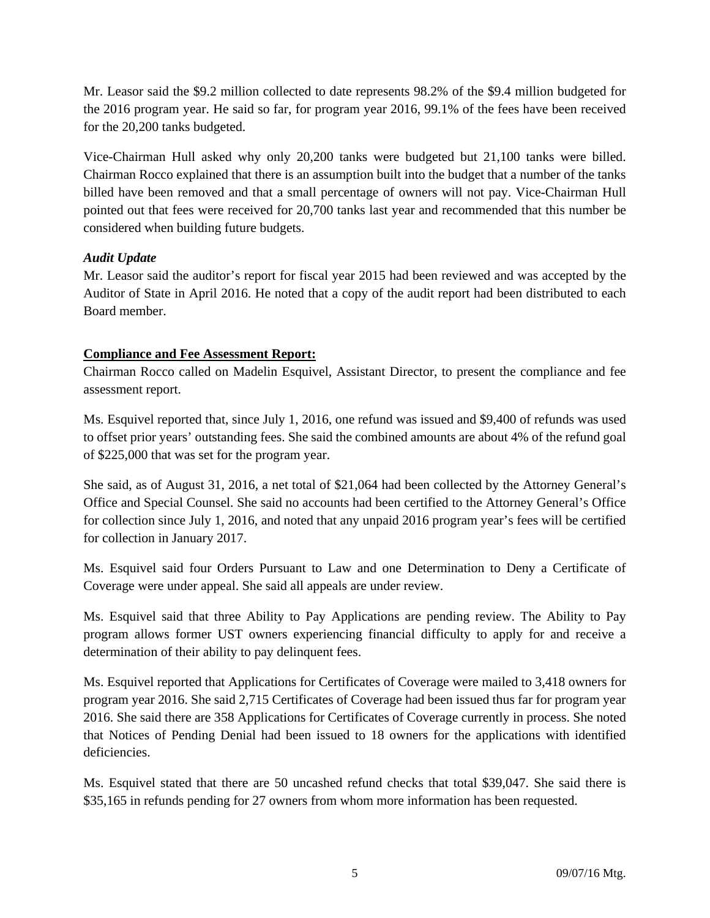Mr. Leasor said the $9.2 million collected to date represents 98.2% of the $9.4 million budgeted for the 2016 program year. He said so far, for program year 2016, 99.1% of the fees have been received for the 20,200 tanks budgeted.

Vice-Chairman Hull asked why only 20,200 tanks were budgeted but 21,100 tanks were billed. Chairman Rocco explained that there is an assumption built into the budget that a number of the tanks billed have been removed and that a small percentage of owners will not pay. Vice-Chairman Hull pointed out that fees were received for 20,700 tanks last year and recommended that this number be considered when building future budgets.

***Audit Update***

Mr. Leasor said the auditor's report for fiscal year 2015 had been reviewed and was accepted by the Auditor of State in April 2016. He noted that a copy of the audit report had been distributed to each Board member.

**Compliance and Fee Assessment Report:**

Chairman Rocco called on Madelin Esquivel, Assistant Director, to present the compliance and fee assessment report.

Ms. Esquivel reported that, since July 1, 2016, one refund was issued and $9,400 of refunds was used to offset prior years' outstanding fees. She said the combined amounts are about 4% of the refund goal of $225,000 that was set for the program year.

She said, as of August 31, 2016, a net total of $21,064 had been collected by the Attorney General's Office and Special Counsel. She said no accounts had been certified to the Attorney General's Office for collection since July 1, 2016, and noted that any unpaid 2016 program year's fees will be certified for collection in January 2017.

Ms. Esquivel said four Orders Pursuant to Law and one Determination to Deny a Certificate of Coverage were under appeal. She said all appeals are under review.

Ms. Esquivel said that three Ability to Pay Applications are pending review. The Ability to Pay program allows former UST owners experiencing financial difficulty to apply for and receive a determination of their ability to pay delinquent fees.

Ms. Esquivel reported that Applications for Certificates of Coverage were mailed to 3,418 owners for program year 2016. She said 2,715 Certificates of Coverage had been issued thus far for program year 2016. She said there are 358 Applications for Certificates of Coverage currently in process. She noted that Notices of Pending Denial had been issued to 18 owners for the applications with identified deficiencies.

Ms. Esquivel stated that there are 50 uncashed refund checks that total $39,047. She said there is $35,165 in refunds pending for 27 owners from whom more information has been requested.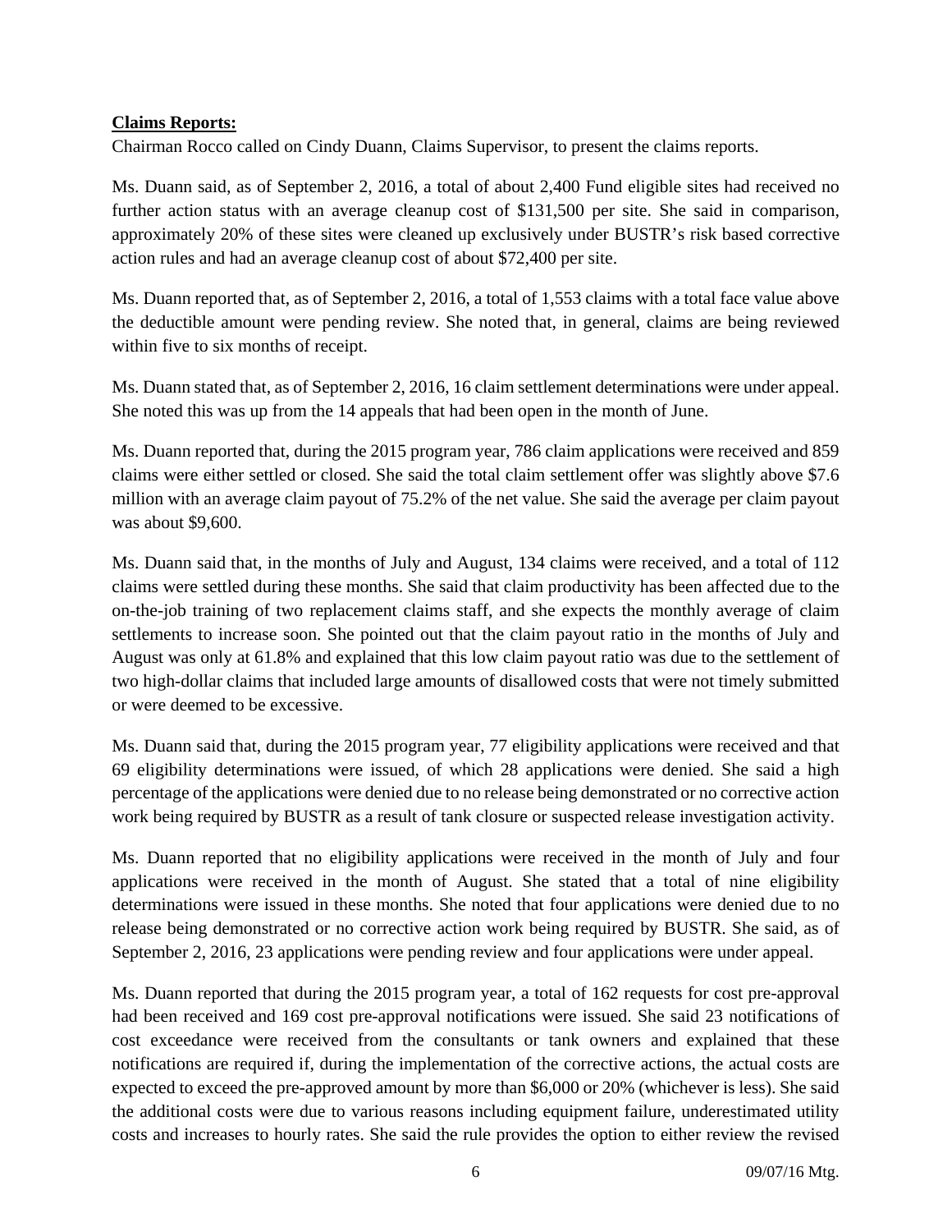**Claims Reports:**

Chairman Rocco called on Cindy Duann, Claims Supervisor, to present the claims reports.

Ms. Duann said, as of September 2, 2016, a total of about 2,400 Fund eligible sites had received no further action status with an average cleanup cost of $131,500 per site. She said in comparison, approximately 20% of these sites were cleaned up exclusively under BUSTR's risk based corrective action rules and had an average cleanup cost of about $72,400 per site.

Ms. Duann reported that, as of September 2, 2016, a total of 1,553 claims with a total face value above the deductible amount were pending review. She noted that, in general, claims are being reviewed within five to six months of receipt.

Ms. Duann stated that, as of September 2, 2016, 16 claim settlement determinations were under appeal. She noted this was up from the 14 appeals that had been open in the month of June.

Ms. Duann reported that, during the 2015 program year, 786 claim applications were received and 859 claims were either settled or closed. She said the total claim settlement offer was slightly above $7.6 million with an average claim payout of 75.2% of the net value. She said the average per claim payout was about $9,600.

Ms. Duann said that, in the months of July and August, 134 claims were received, and a total of 112 claims were settled during these months. She said that claim productivity has been affected due to the on-the-job training of two replacement claims staff, and she expects the monthly average of claim settlements to increase soon. She pointed out that the claim payout ratio in the months of July and August was only at 61.8% and explained that this low claim payout ratio was due to the settlement of two high-dollar claims that included large amounts of disallowed costs that were not timely submitted or were deemed to be excessive.

Ms. Duann said that, during the 2015 program year, 77 eligibility applications were received and that 69 eligibility determinations were issued, of which 28 applications were denied. She said a high percentage of the applications were denied due to no release being demonstrated or no corrective action work being required by BUSTR as a result of tank closure or suspected release investigation activity.

Ms. Duann reported that no eligibility applications were received in the month of July and four applications were received in the month of August. She stated that a total of nine eligibility determinations were issued in these months. She noted that four applications were denied due to no release being demonstrated or no corrective action work being required by BUSTR. She said, as of September 2, 2016, 23 applications were pending review and four applications were under appeal.

Ms. Duann reported that during the 2015 program year, a total of 162 requests for cost pre-approval had been received and 169 cost pre-approval notifications were issued. She said 23 notifications of cost exceedance were received from the consultants or tank owners and explained that these notifications are required if, during the implementation of the corrective actions, the actual costs are expected to exceed the pre-approved amount by more than $6,000 or 20% (whichever is less). She said the additional costs were due to various reasons including equipment failure, underestimated utility costs and increases to hourly rates. She said the rule provides the option to either review the revised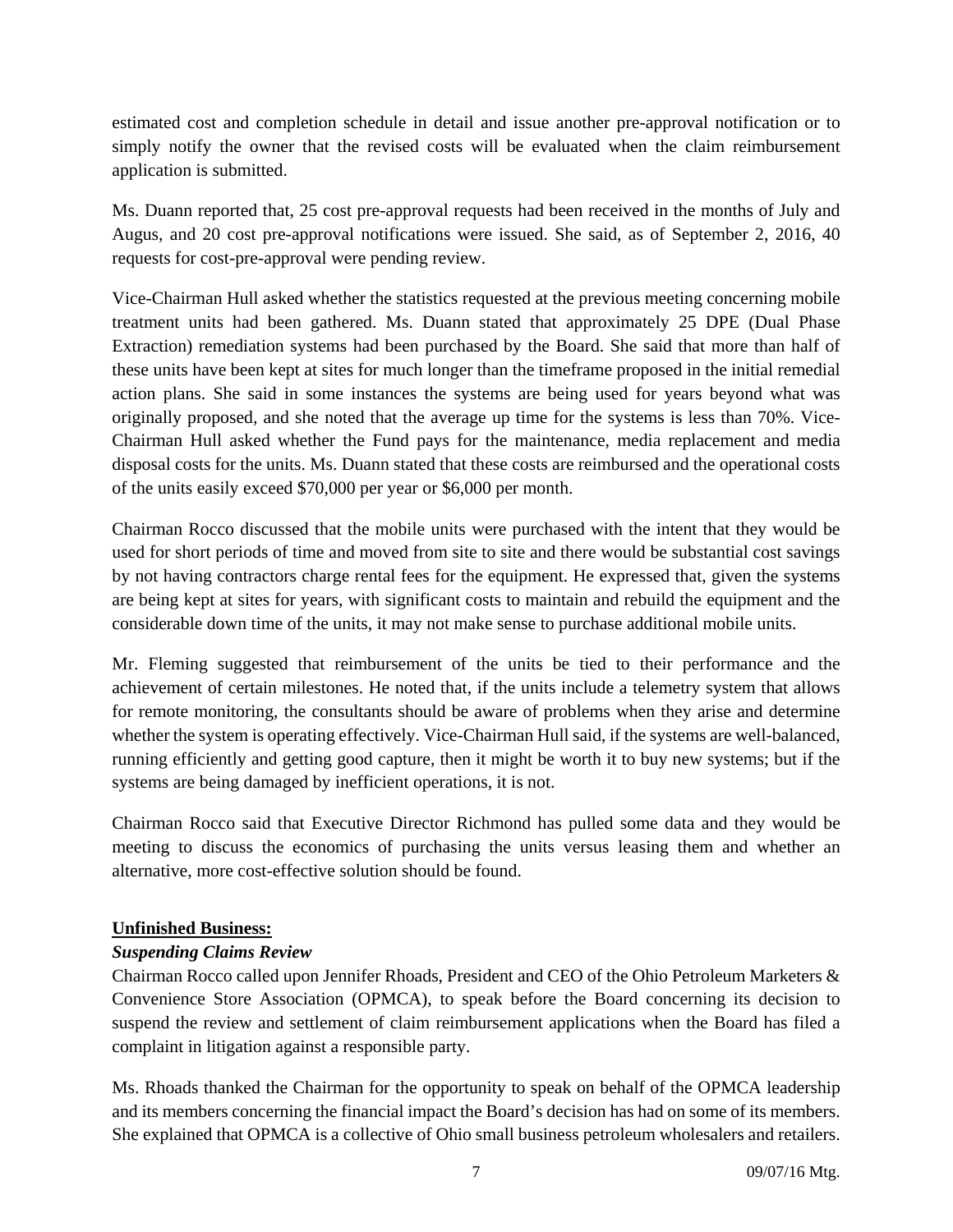estimated cost and completion schedule in detail and issue another pre-approval notification or to simply notify the owner that the revised costs will be evaluated when the claim reimbursement application is submitted.

Ms. Duann reported that, 25 cost pre-approval requests had been received in the months of July and Augus, and 20 cost pre-approval notifications were issued. She said, as of September 2, 2016, 40 requests for cost-pre-approval were pending review.

Vice-Chairman Hull asked whether the statistics requested at the previous meeting concerning mobile treatment units had been gathered. Ms. Duann stated that approximately 25 DPE (Dual Phase Extraction) remediation systems had been purchased by the Board. She said that more than half of these units have been kept at sites for much longer than the timeframe proposed in the initial remedial action plans. She said in some instances the systems are being used for years beyond what was originally proposed, and she noted that the average up time for the systems is less than 70%. Vice-Chairman Hull asked whether the Fund pays for the maintenance, media replacement and media disposal costs for the units. Ms. Duann stated that these costs are reimbursed and the operational costs of the units easily exceed \$70,000 per year or \$6,000 per month.

Chairman Rocco discussed that the mobile units were purchased with the intent that they would be used for short periods of time and moved from site to site and there would be substantial cost savings by not having contractors charge rental fees for the equipment. He expressed that, given the systems are being kept at sites for years, with significant costs to maintain and rebuild the equipment and the considerable down time of the units, it may not make sense to purchase additional mobile units.

Mr. Fleming suggested that reimbursement of the units be tied to their performance and the achievement of certain milestones. He noted that, if the units include a telemetry system that allows for remote monitoring, the consultants should be aware of problems when they arise and determine whether the system is operating effectively. Vice-Chairman Hull said, if the systems are well-balanced, running efficiently and getting good capture, then it might be worth it to buy new systems; but if the systems are being damaged by inefficient operations, it is not.

Chairman Rocco said that Executive Director Richmond has pulled some data and they would be meeting to discuss the economics of purchasing the units versus leasing them and whether an alternative, more cost-effective solution should be found.

**Unfinished Business:**

***Suspending Claims Review***

Chairman Rocco called upon Jennifer Rhoads, President and CEO of the Ohio Petroleum Marketers & Convenience Store Association (OPMCA), to speak before the Board concerning its decision to suspend the review and settlement of claim reimbursement applications when the Board has filed a complaint in litigation against a responsible party.

Ms. Rhoads thanked the Chairman for the opportunity to speak on behalf of the OPMCA leadership and its members concerning the financial impact the Board's decision has had on some of its members. She explained that OPMCA is a collective of Ohio small business petroleum wholesalers and retailers.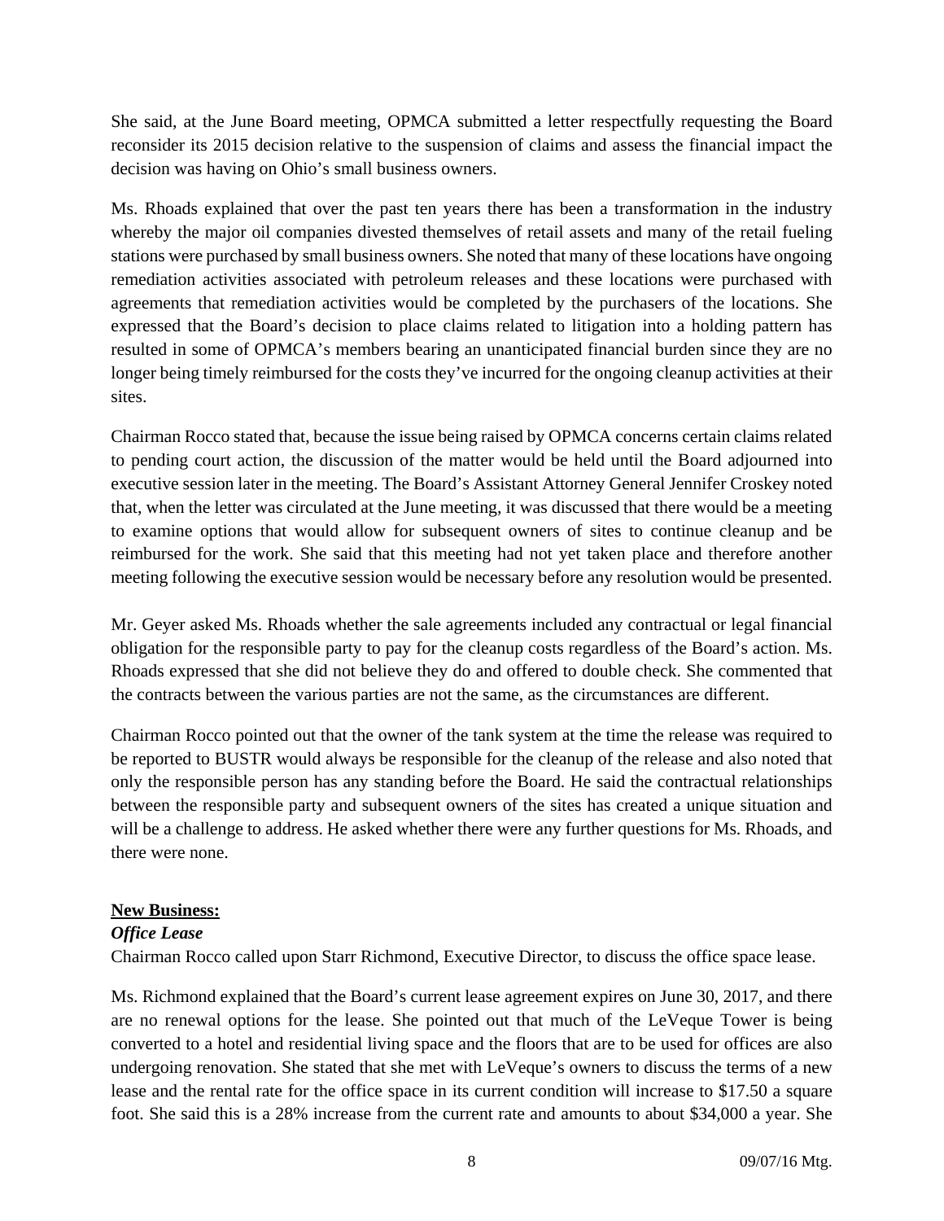She said, at the June Board meeting, OPMCA submitted a letter respectfully requesting the Board reconsider its 2015 decision relative to the suspension of claims and assess the financial impact the decision was having on Ohio's small business owners.

Ms. Rhoads explained that over the past ten years there has been a transformation in the industry whereby the major oil companies divested themselves of retail assets and many of the retail fueling stations were purchased by small business owners. She noted that many of these locations have ongoing remediation activities associated with petroleum releases and these locations were purchased with agreements that remediation activities would be completed by the purchasers of the locations. She expressed that the Board's decision to place claims related to litigation into a holding pattern has resulted in some of OPMCA's members bearing an unanticipated financial burden since they are no longer being timely reimbursed for the costs they've incurred for the ongoing cleanup activities at their sites.

Chairman Rocco stated that, because the issue being raised by OPMCA concerns certain claims related to pending court action, the discussion of the matter would be held until the Board adjourned into executive session later in the meeting. The Board's Assistant Attorney General Jennifer Croskey noted that, when the letter was circulated at the June meeting, it was discussed that there would be a meeting to examine options that would allow for subsequent owners of sites to continue cleanup and be reimbursed for the work. She said that this meeting had not yet taken place and therefore another meeting following the executive session would be necessary before any resolution would be presented.

Mr. Geyer asked Ms. Rhoads whether the sale agreements included any contractual or legal financial obligation for the responsible party to pay for the cleanup costs regardless of the Board's action. Ms. Rhoads expressed that she did not believe they do and offered to double check. She commented that the contracts between the various parties are not the same, as the circumstances are different.

Chairman Rocco pointed out that the owner of the tank system at the time the release was required to be reported to BUSTR would always be responsible for the cleanup of the release and also noted that only the responsible person has any standing before the Board. He said the contractual relationships between the responsible party and subsequent owners of the sites has created a unique situation and will be a challenge to address. He asked whether there were any further questions for Ms. Rhoads, and there were none.

**New Business:**

***Office Lease***

Chairman Rocco called upon Starr Richmond, Executive Director, to discuss the office space lease.

Ms. Richmond explained that the Board's current lease agreement expires on June 30, 2017, and there are no renewal options for the lease. She pointed out that much of the LeVeque Tower is being converted to a hotel and residential living space and the floors that are to be used for offices are also undergoing renovation. She stated that she met with LeVeque's owners to discuss the terms of a new lease and the rental rate for the office space in its current condition will increase to $17.50 a square foot. She said this is a 28% increase from the current rate and amounts to about $34,000 a year. She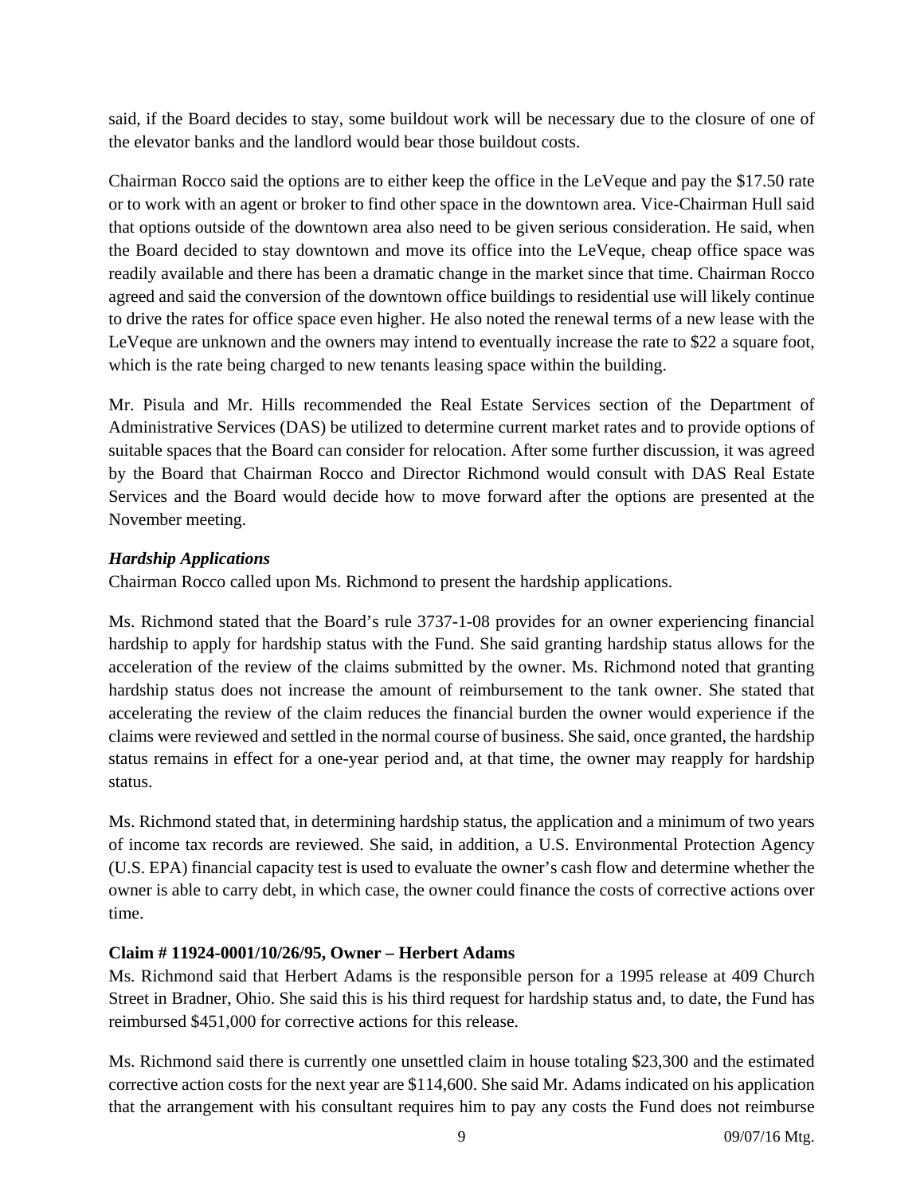said, if the Board decides to stay, some buildout work will be necessary due to the closure of one of the elevator banks and the landlord would bear those buildout costs.

Chairman Rocco said the options are to either keep the office in the LeVeque and pay the $17.50 rate or to work with an agent or broker to find other space in the downtown area. Vice-Chairman Hull said that options outside of the downtown area also need to be given serious consideration. He said, when the Board decided to stay downtown and move its office into the LeVeque, cheap office space was readily available and there has been a dramatic change in the market since that time. Chairman Rocco agreed and said the conversion of the downtown office buildings to residential use will likely continue to drive the rates for office space even higher. He also noted the renewal terms of a new lease with the LeVeque are unknown and the owners may intend to eventually increase the rate to $22 a square foot, which is the rate being charged to new tenants leasing space within the building.

Mr. Pisula and Mr. Hills recommended the Real Estate Services section of the Department of Administrative Services (DAS) be utilized to determine current market rates and to provide options of suitable spaces that the Board can consider for relocation. After some further discussion, it was agreed by the Board that Chairman Rocco and Director Richmond would consult with DAS Real Estate Services and the Board would decide how to move forward after the options are presented at the November meeting.

### *Hardship Applications*

Chairman Rocco called upon Ms. Richmond to present the hardship applications.

Ms. Richmond stated that the Board's rule 3737-1-08 provides for an owner experiencing financial hardship to apply for hardship status with the Fund. She said granting hardship status allows for the acceleration of the review of the claims submitted by the owner. Ms. Richmond noted that granting hardship status does not increase the amount of reimbursement to the tank owner. She stated that accelerating the review of the claim reduces the financial burden the owner would experience if the claims were reviewed and settled in the normal course of business. She said, once granted, the hardship status remains in effect for a one-year period and, at that time, the owner may reapply for hardship status.

Ms. Richmond stated that, in determining hardship status, the application and a minimum of two years of income tax records are reviewed. She said, in addition, a U.S. Environmental Protection Agency (U.S. EPA) financial capacity test is used to evaluate the owner's cash flow and determine whether the owner is able to carry debt, in which case, the owner could finance the costs of corrective actions over time.

**Claim # 11924-0001/10/26/95, Owner – Herbert Adams**

Ms. Richmond said that Herbert Adams is the responsible person for a 1995 release at 409 Church Street in Bradner, Ohio. She said this is his third request for hardship status and, to date, the Fund has reimbursed $451,000 for corrective actions for this release.

Ms. Richmond said there is currently one unsettled claim in house totaling $23,300 and the estimated corrective action costs for the next year are $114,600. She said Mr. Adams indicated on his application that the arrangement with his consultant requires him to pay any costs the Fund does not reimburse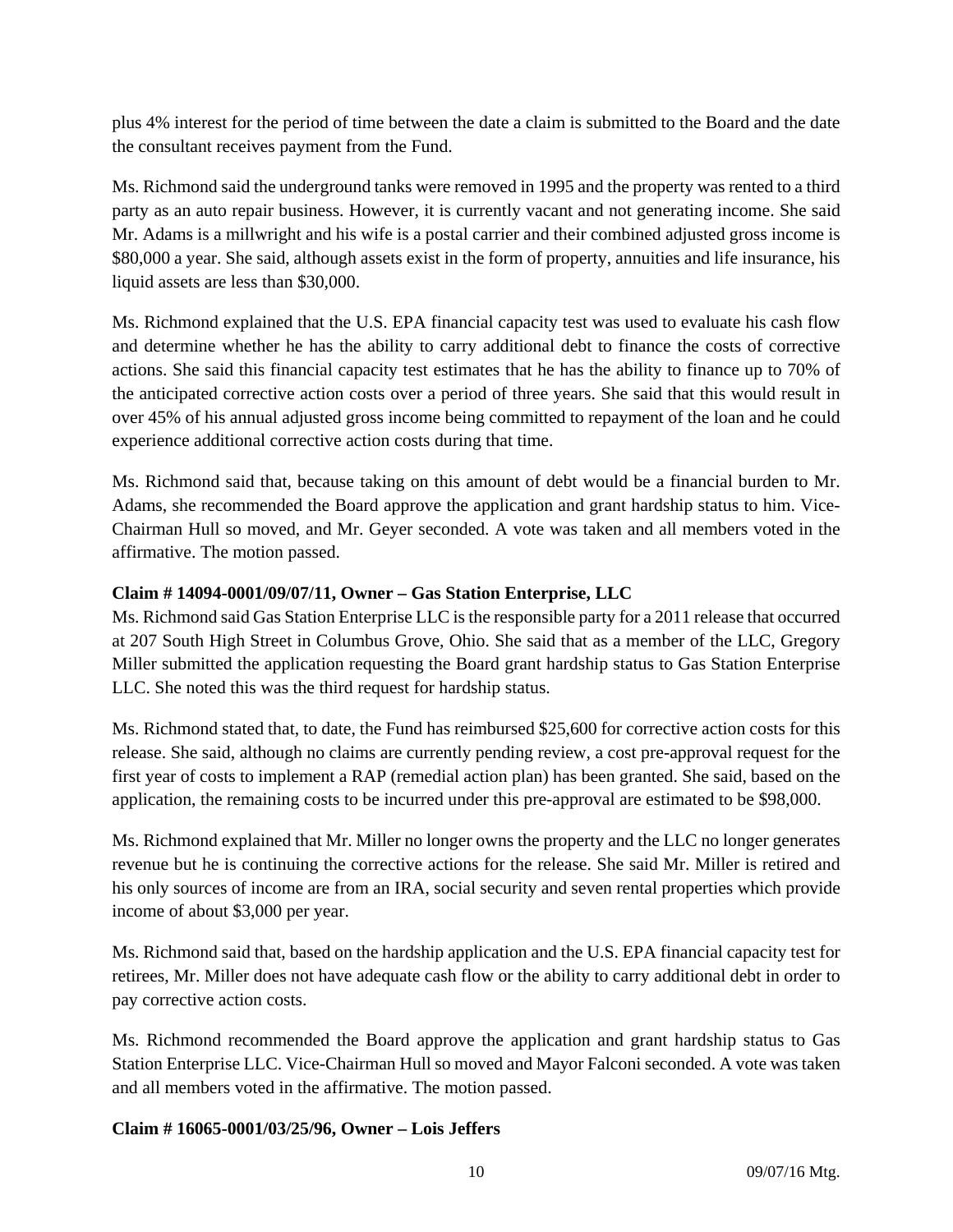plus 4% interest for the period of time between the date a claim is submitted to the Board and the date the consultant receives payment from the Fund.

Ms. Richmond said the underground tanks were removed in 1995 and the property was rented to a third party as an auto repair business. However, it is currently vacant and not generating income. She said Mr. Adams is a millwright and his wife is a postal carrier and their combined adjusted gross income is $80,000 a year. She said, although assets exist in the form of property, annuities and life insurance, his liquid assets are less than $30,000.

Ms. Richmond explained that the U.S. EPA financial capacity test was used to evaluate his cash flow and determine whether he has the ability to carry additional debt to finance the costs of corrective actions. She said this financial capacity test estimates that he has the ability to finance up to 70% of the anticipated corrective action costs over a period of three years. She said that this would result in over 45% of his annual adjusted gross income being committed to repayment of the loan and he could experience additional corrective action costs during that time.

Ms. Richmond said that, because taking on this amount of debt would be a financial burden to Mr. Adams, she recommended the Board approve the application and grant hardship status to him. Vice-Chairman Hull so moved, and Mr. Geyer seconded. A vote was taken and all members voted in the affirmative. The motion passed.

**Claim # 14094-0001/09/07/11, Owner – Gas Station Enterprise, LLC**

Ms. Richmond said Gas Station Enterprise LLC is the responsible party for a 2011 release that occurred at 207 South High Street in Columbus Grove, Ohio. She said that as a member of the LLC, Gregory Miller submitted the application requesting the Board grant hardship status to Gas Station Enterprise LLC. She noted this was the third request for hardship status.

Ms. Richmond stated that, to date, the Fund has reimbursed $25,600 for corrective action costs for this release. She said, although no claims are currently pending review, a cost pre-approval request for the first year of costs to implement a RAP (remedial action plan) has been granted. She said, based on the application, the remaining costs to be incurred under this pre-approval are estimated to be $98,000.

Ms. Richmond explained that Mr. Miller no longer owns the property and the LLC no longer generates revenue but he is continuing the corrective actions for the release. She said Mr. Miller is retired and his only sources of income are from an IRA, social security and seven rental properties which provide income of about $3,000 per year.

Ms. Richmond said that, based on the hardship application and the U.S. EPA financial capacity test for retirees, Mr. Miller does not have adequate cash flow or the ability to carry additional debt in order to pay corrective action costs.

Ms. Richmond recommended the Board approve the application and grant hardship status to Gas Station Enterprise LLC. Vice-Chairman Hull so moved and Mayor Falconi seconded. A vote was taken and all members voted in the affirmative. The motion passed.

**Claim # 16065-0001/03/25/96, Owner – Lois Jeffers**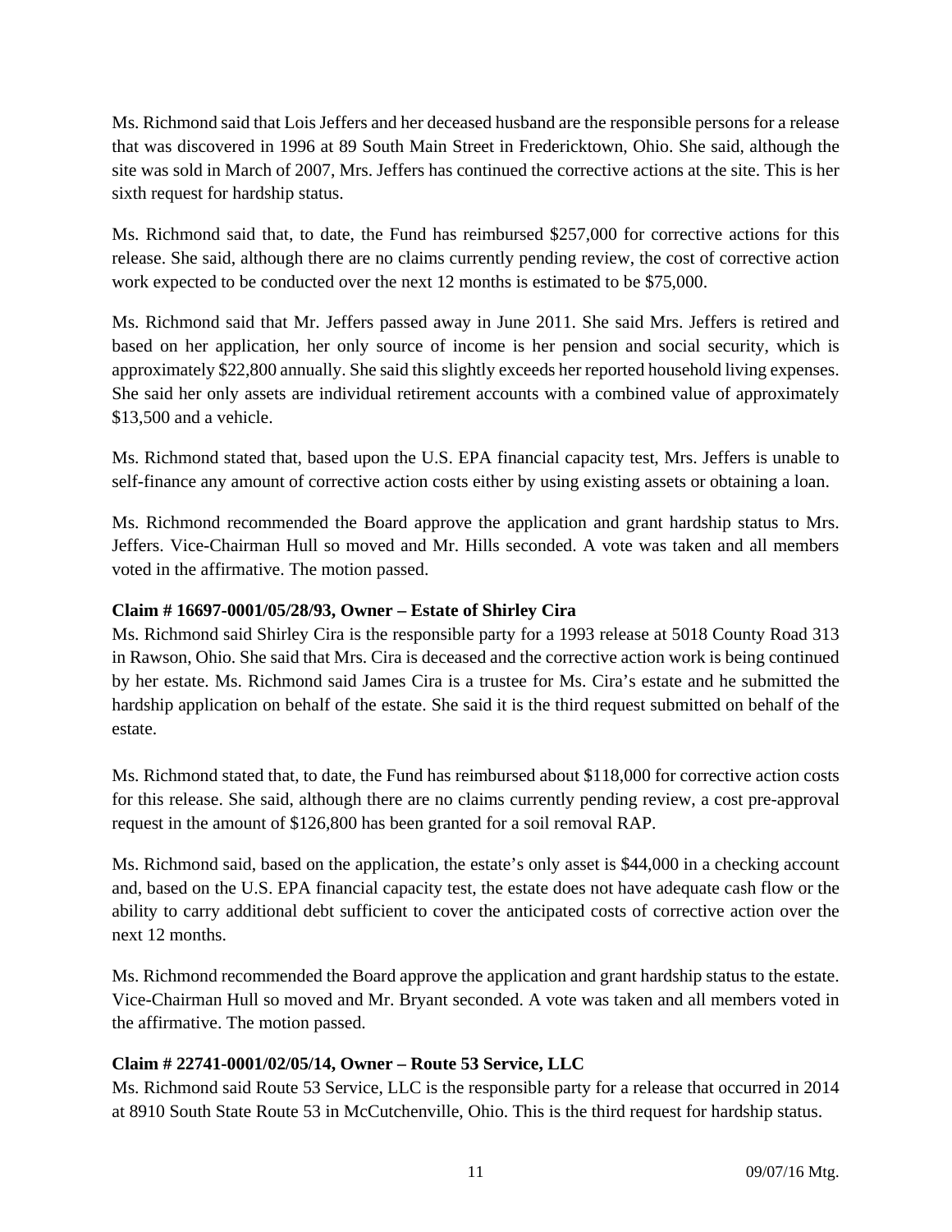Ms. Richmond said that Lois Jeffers and her deceased husband are the responsible persons for a release that was discovered in 1996 at 89 South Main Street in Fredericktown, Ohio. She said, although the site was sold in March of 2007, Mrs. Jeffers has continued the corrective actions at the site. This is her sixth request for hardship status.

Ms. Richmond said that, to date, the Fund has reimbursed $257,000 for corrective actions for this release. She said, although there are no claims currently pending review, the cost of corrective action work expected to be conducted over the next 12 months is estimated to be $75,000.

Ms. Richmond said that Mr. Jeffers passed away in June 2011. She said Mrs. Jeffers is retired and based on her application, her only source of income is her pension and social security, which is approximately $22,800 annually. She said this slightly exceeds her reported household living expenses. She said her only assets are individual retirement accounts with a combined value of approximately $13,500 and a vehicle.

Ms. Richmond stated that, based upon the U.S. EPA financial capacity test, Mrs. Jeffers is unable to self-finance any amount of corrective action costs either by using existing assets or obtaining a loan.

Ms. Richmond recommended the Board approve the application and grant hardship status to Mrs. Jeffers. Vice-Chairman Hull so moved and Mr. Hills seconded. A vote was taken and all members voted in the affirmative. The motion passed.

**Claim # 16697-0001/05/28/93, Owner – Estate of Shirley Cira**

Ms. Richmond said Shirley Cira is the responsible party for a 1993 release at 5018 County Road 313 in Rawson, Ohio. She said that Mrs. Cira is deceased and the corrective action work is being continued by her estate. Ms. Richmond said James Cira is a trustee for Ms. Cira's estate and he submitted the hardship application on behalf of the estate. She said it is the third request submitted on behalf of the estate.

Ms. Richmond stated that, to date, the Fund has reimbursed about $118,000 for corrective action costs for this release. She said, although there are no claims currently pending review, a cost pre-approval request in the amount of $126,800 has been granted for a soil removal RAP.

Ms. Richmond said, based on the application, the estate's only asset is $44,000 in a checking account and, based on the U.S. EPA financial capacity test, the estate does not have adequate cash flow or the ability to carry additional debt sufficient to cover the anticipated costs of corrective action over the next 12 months.

Ms. Richmond recommended the Board approve the application and grant hardship status to the estate. Vice-Chairman Hull so moved and Mr. Bryant seconded. A vote was taken and all members voted in the affirmative. The motion passed.

**Claim # 22741-0001/02/05/14, Owner – Route 53 Service, LLC**

Ms. Richmond said Route 53 Service, LLC is the responsible party for a release that occurred in 2014 at 8910 South State Route 53 in McCutchenville, Ohio. This is the third request for hardship status.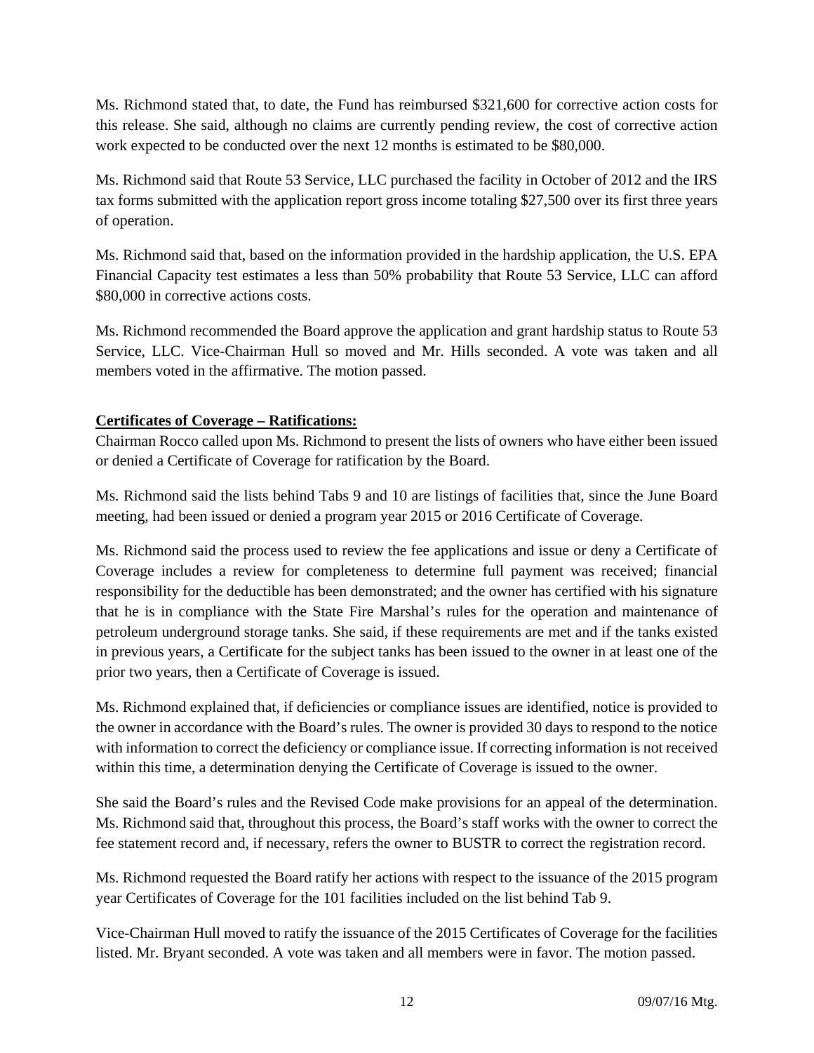Ms. Richmond stated that, to date, the Fund has reimbursed $321,600 for corrective action costs for this release. She said, although no claims are currently pending review, the cost of corrective action work expected to be conducted over the next 12 months is estimated to be $80,000.

Ms. Richmond said that Route 53 Service, LLC purchased the facility in October of 2012 and the IRS tax forms submitted with the application report gross income totaling $27,500 over its first three years of operation.

Ms. Richmond said that, based on the information provided in the hardship application, the U.S. EPA Financial Capacity test estimates a less than 50% probability that Route 53 Service, LLC can afford $80,000 in corrective actions costs.

Ms. Richmond recommended the Board approve the application and grant hardship status to Route 53 Service, LLC. Vice-Chairman Hull so moved and Mr. Hills seconded. A vote was taken and all members voted in the affirmative. The motion passed.

**Certificates of Coverage – Ratifications:**

Chairman Rocco called upon Ms. Richmond to present the lists of owners who have either been issued or denied a Certificate of Coverage for ratification by the Board.

Ms. Richmond said the lists behind Tabs 9 and 10 are listings of facilities that, since the June Board meeting, had been issued or denied a program year 2015 or 2016 Certificate of Coverage.

Ms. Richmond said the process used to review the fee applications and issue or deny a Certificate of Coverage includes a review for completeness to determine full payment was received; financial responsibility for the deductible has been demonstrated; and the owner has certified with his signature that he is in compliance with the State Fire Marshal's rules for the operation and maintenance of petroleum underground storage tanks. She said, if these requirements are met and if the tanks existed in previous years, a Certificate for the subject tanks has been issued to the owner in at least one of the prior two years, then a Certificate of Coverage is issued.

Ms. Richmond explained that, if deficiencies or compliance issues are identified, notice is provided to the owner in accordance with the Board's rules. The owner is provided 30 days to respond to the notice with information to correct the deficiency or compliance issue. If correcting information is not received within this time, a determination denying the Certificate of Coverage is issued to the owner.

She said the Board's rules and the Revised Code make provisions for an appeal of the determination. Ms. Richmond said that, throughout this process, the Board's staff works with the owner to correct the fee statement record and, if necessary, refers the owner to BUSTR to correct the registration record.

Ms. Richmond requested the Board ratify her actions with respect to the issuance of the 2015 program year Certificates of Coverage for the 101 facilities included on the list behind Tab 9.

Vice-Chairman Hull moved to ratify the issuance of the 2015 Certificates of Coverage for the facilities listed. Mr. Bryant seconded. A vote was taken and all members were in favor. The motion passed.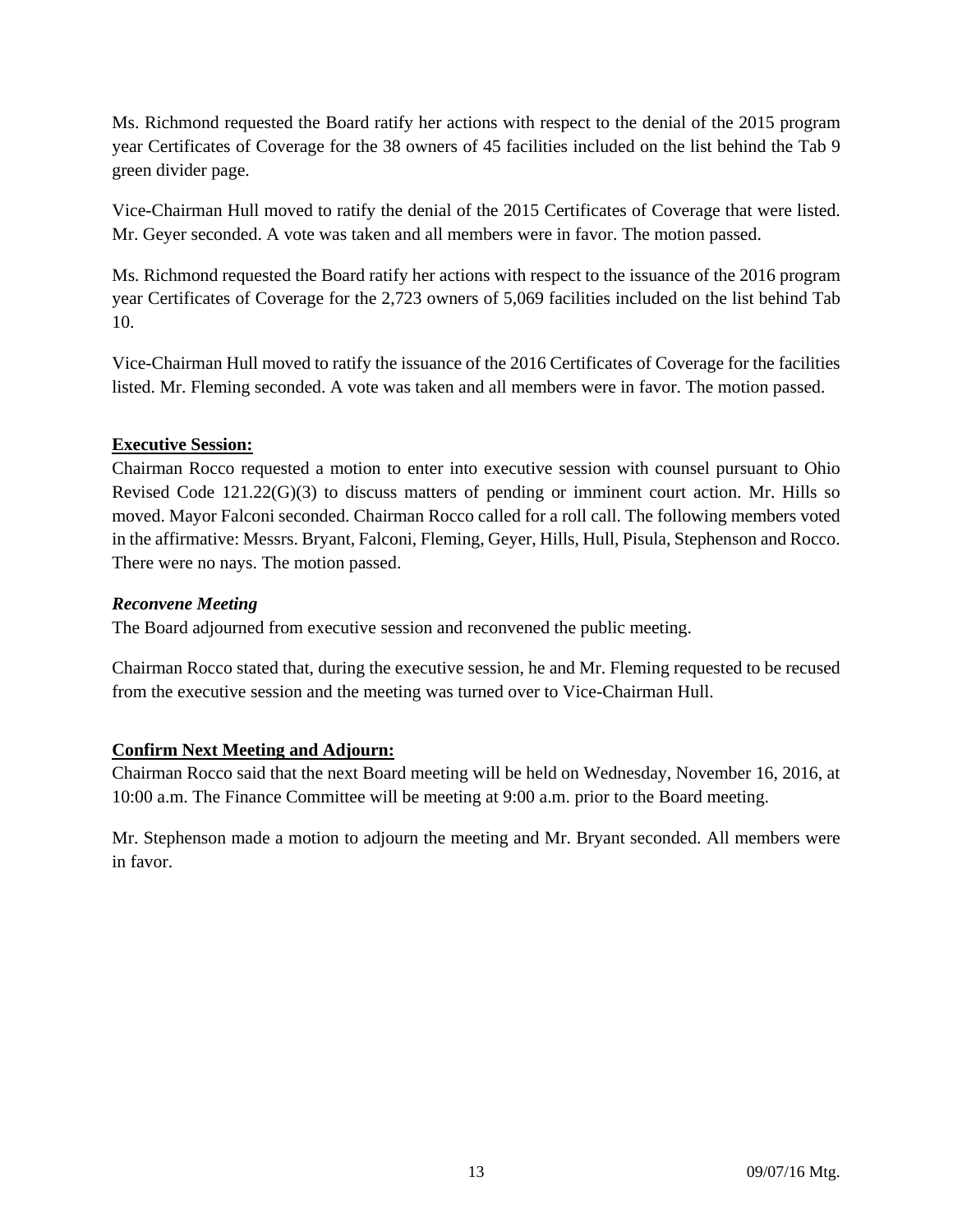Ms. Richmond requested the Board ratify her actions with respect to the denial of the 2015 program year Certificates of Coverage for the 38 owners of 45 facilities included on the list behind the Tab 9 green divider page.

Vice-Chairman Hull moved to ratify the denial of the 2015 Certificates of Coverage that were listed. Mr. Geyer seconded. A vote was taken and all members were in favor. The motion passed.

Ms. Richmond requested the Board ratify her actions with respect to the issuance of the 2016 program year Certificates of Coverage for the 2,723 owners of 5,069 facilities included on the list behind Tab 10.

Vice-Chairman Hull moved to ratify the issuance of the 2016 Certificates of Coverage for the facilities listed. Mr. Fleming seconded. A vote was taken and all members were in favor. The motion passed.

**Executive Session:**

Chairman Rocco requested a motion to enter into executive session with counsel pursuant to Ohio Revised Code 121.22(G)(3) to discuss matters of pending or imminent court action. Mr. Hills so moved. Mayor Falconi seconded. Chairman Rocco called for a roll call. The following members voted in the affirmative: Messrs. Bryant, Falconi, Fleming, Geyer, Hills, Hull, Pisula, Stephenson and Rocco. There were no nays. The motion passed.

***Reconvene Meeting***

The Board adjourned from executive session and reconvened the public meeting.

Chairman Rocco stated that, during the executive session, he and Mr. Fleming requested to be recused from the executive session and the meeting was turned over to Vice-Chairman Hull.

**Confirm Next Meeting and Adjourn:**

Chairman Rocco said that the next Board meeting will be held on Wednesday, November 16, 2016, at 10:00 a.m. The Finance Committee will be meeting at 9:00 a.m. prior to the Board meeting.

Mr. Stephenson made a motion to adjourn the meeting and Mr. Bryant seconded. All members were in favor.